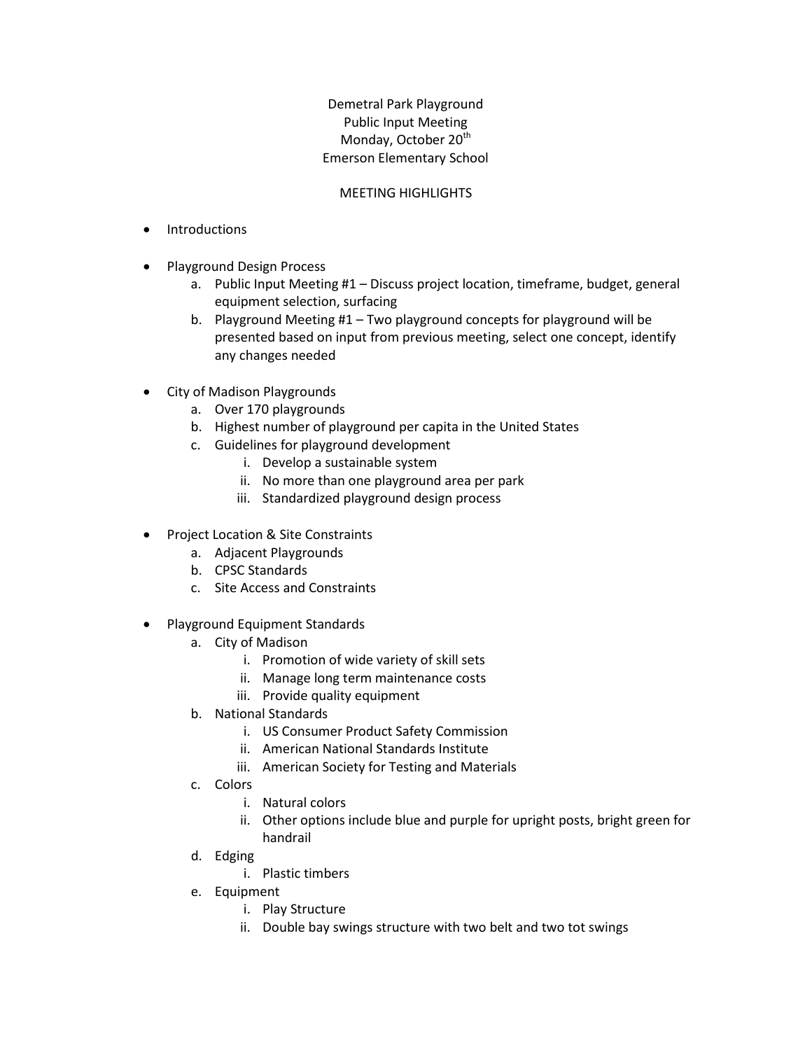Demetral Park Playground
Public Input Meeting
Monday, October 20th
Emerson Elementary School

MEETING HIGHLIGHTS

- Introductions

- Playground Design Process
  a. Public Input Meeting #1 – Discuss project location, timeframe, budget, general equipment selection, surfacing
  b. Playground Meeting #1 – Two playground concepts for playground will be presented based on input from previous meeting, select one concept, identify any changes needed

- City of Madison Playgrounds
  a. Over 170 playgrounds
  b. Highest number of playground per capita in the United States
  c. Guidelines for playground development
     i. Develop a sustainable system
     ii. No more than one playground area per park
     iii. Standardized playground design process

- Project Location & Site Constraints
  a. Adjacent Playgrounds
  b. CPSC Standards
  c. Site Access and Constraints

- Playground Equipment Standards
  a. City of Madison
     i. Promotion of wide variety of skill sets
     ii. Manage long term maintenance costs
     iii. Provide quality equipment
  b. National Standards
     i. US Consumer Product Safety Commission
     ii. American National Standards Institute
     iii. American Society for Testing and Materials
  c. Colors
     i. Natural colors
     ii. Other options include blue and purple for upright posts, bright green for handrail
  d. Edging
     i. Plastic timbers
  e. Equipment
     i. Play Structure
     ii. Double bay swings structure with two belt and two tot swings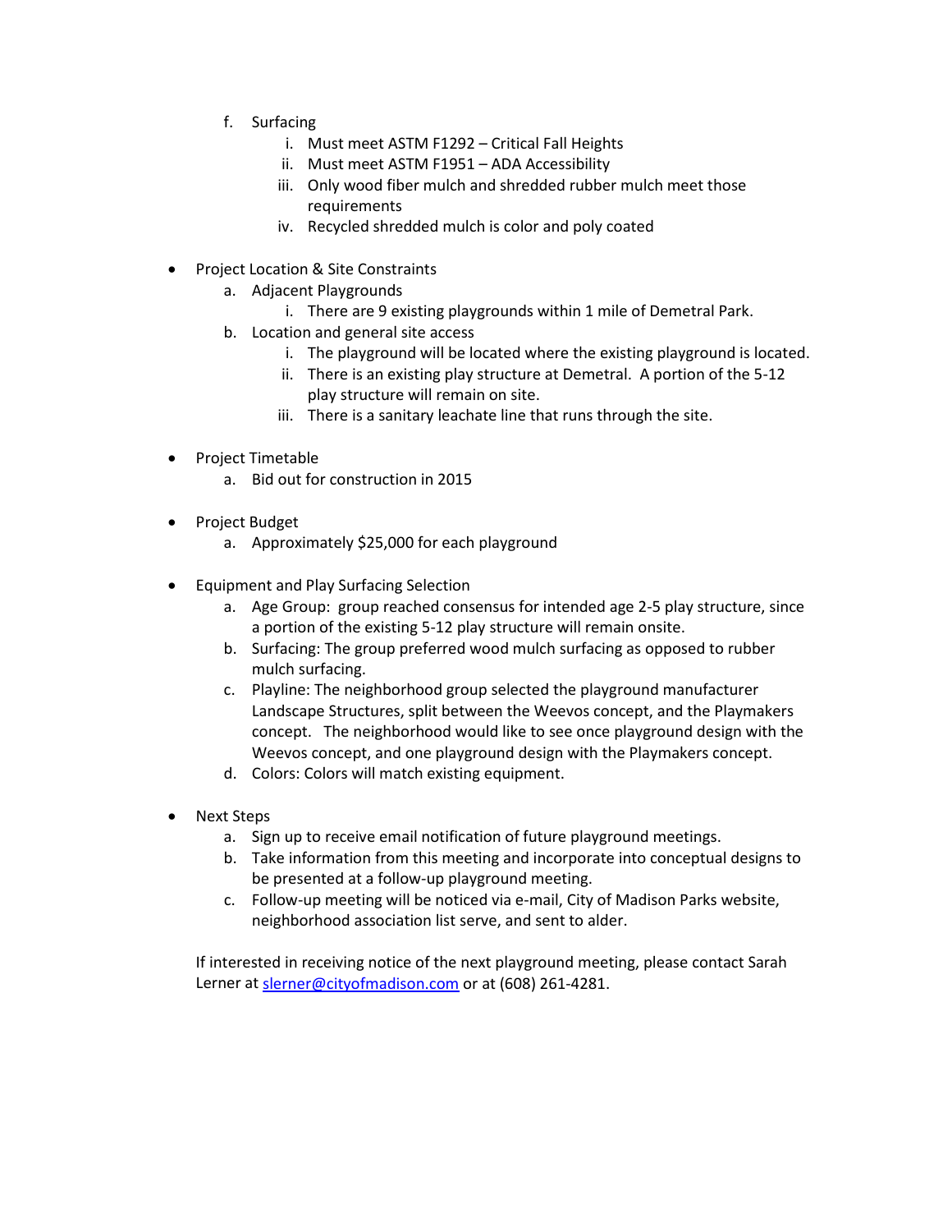f. Surfacing
      i. Must meet ASTM F1292 – Critical Fall Heights
      ii. Must meet ASTM F1951 – ADA Accessibility
      iii. Only wood fiber mulch and shredded rubber mulch meet those requirements
      iv. Recycled shredded mulch is color and poly coated

- Project Location & Site Constraints
   a. Adjacent Playgrounds
      i. There are 9 existing playgrounds within 1 mile of Demetral Park.
   b. Location and general site access
      i. The playground will be located where the existing playground is located.
      ii. There is an existing play structure at Demetral. A portion of the 5-12 play structure will remain on site.
      iii. There is a sanitary leachate line that runs through the site.

- Project Timetable
   a. Bid out for construction in 2015

- Project Budget
   a. Approximately $25,000 for each playground

- Equipment and Play Surfacing Selection
   a. Age Group: group reached consensus for intended age 2-5 play structure, since a portion of the existing 5-12 play structure will remain onsite.
   b. Surfacing: The group preferred wood mulch surfacing as opposed to rubber mulch surfacing.
   c. Playline: The neighborhood group selected the playground manufacturer Landscape Structures, split between the Weevos concept, and the Playmakers concept. The neighborhood would like to see once playground design with the Weevos concept, and one playground design with the Playmakers concept.
   d. Colors: Colors will match existing equipment.

- Next Steps
   a. Sign up to receive email notification of future playground meetings.
   b. Take information from this meeting and incorporate into conceptual designs to be presented at a follow-up playground meeting.
   c. Follow-up meeting will be noticed via e-mail, City of Madison Parks website, neighborhood association list serve, and sent to alder.

If interested in receiving notice of the next playground meeting, please contact Sarah Lerner at slerner@cityofmadison.com or at (608) 261-4281.